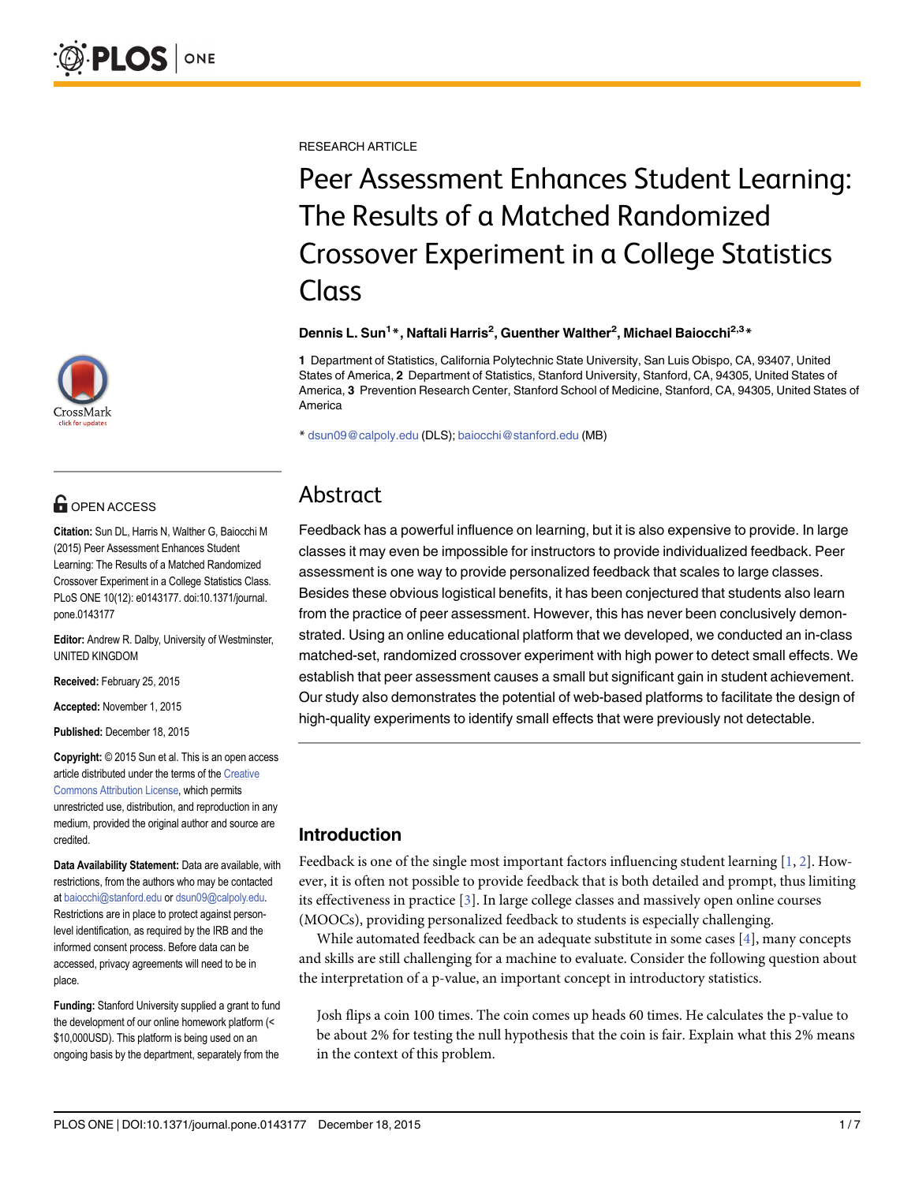RESEARCH ARTICLE

# Peer Assessment Enhances Student Learning: The Results of a Matched Randomized Crossover Experiment in a College Statistics Class

**Dennis L. Sun[1]\*, Naftali Harris[2], Guenther Walther[2], Michael Baiocchi[2,3]\***

**1** Department of Statistics, California Polytechnic State University, San Luis Obispo, CA, 93407, United States of America, **2** Department of Statistics, Stanford University, Stanford, CA, 94305, United States of America, **3** Prevention Research Center, Stanford School of Medicine, Stanford, CA, 94305, United States of America

\* dsun09@calpoly.edu (DLS); baiocchi@stanford.edu (MB)

OPEN ACCESS

**Citation:** Sun DL, Harris N, Walther G, Baiocchi M (2015) Peer Assessment Enhances Student Learning: The Results of a Matched Randomized Crossover Experiment in a College Statistics Class. PLoS ONE 10(12): e0143177. doi:10.1371/journal.pone.0143177

**Editor:** Andrew R. Dalby, University of Westminster, UNITED KINGDOM

**Received:** February 25, 2015

**Accepted:** November 1, 2015

**Published:** December 18, 2015

**Copyright:** © 2015 Sun et al. This is an open access article distributed under the terms of the Creative Commons Attribution License, which permits unrestricted use, distribution, and reproduction in any medium, provided the original author and source are credited.

**Data Availability Statement:** Data are available, with restrictions, from the authors who may be contacted at baiocchi@stanford.edu or dsun09@calpoly.edu. Restrictions are in place to protect against person-level identification, as required by the IRB and the informed consent process. Before data can be accessed, privacy agreements will need to be in place.

**Funding:** Stanford University supplied a grant to fund the development of our online homework platform (< $10,000USD). This platform is being used on an ongoing basis by the department, separately from the

## Abstract

Feedback has a powerful influence on learning, but it is also expensive to provide. In large classes it may even be impossible for instructors to provide individualized feedback. Peer assessment is one way to provide personalized feedback that scales to large classes. Besides these obvious logistical benefits, it has been conjectured that students also learn from the practice of peer assessment. However, this has never been conclusively demonstrated. Using an online educational platform that we developed, we conducted an in-class matched-set, randomized crossover experiment with high power to detect small effects. We establish that peer assessment causes a small but significant gain in student achievement. Our study also demonstrates the potential of web-based platforms to facilitate the design of high-quality experiments to identify small effects that were previously not detectable.

## Introduction

Feedback is one of the single most important factors influencing student learning [1, 2]. However, it is often not possible to provide feedback that is both detailed and prompt, thus limiting its effectiveness in practice [3]. In large college classes and massively open online courses (MOOCs), providing personalized feedback to students is especially challenging.

While automated feedback can be an adequate substitute in some cases [4], many concepts and skills are still challenging for a machine to evaluate. Consider the following question about the interpretation of a p-value, an important concept in introductory statistics.

> Josh flips a coin 100 times. The coin comes up heads 60 times. He calculates the p-value to be about 2% for testing the null hypothesis that the coin is fair. Explain what this 2% means in the context of this problem.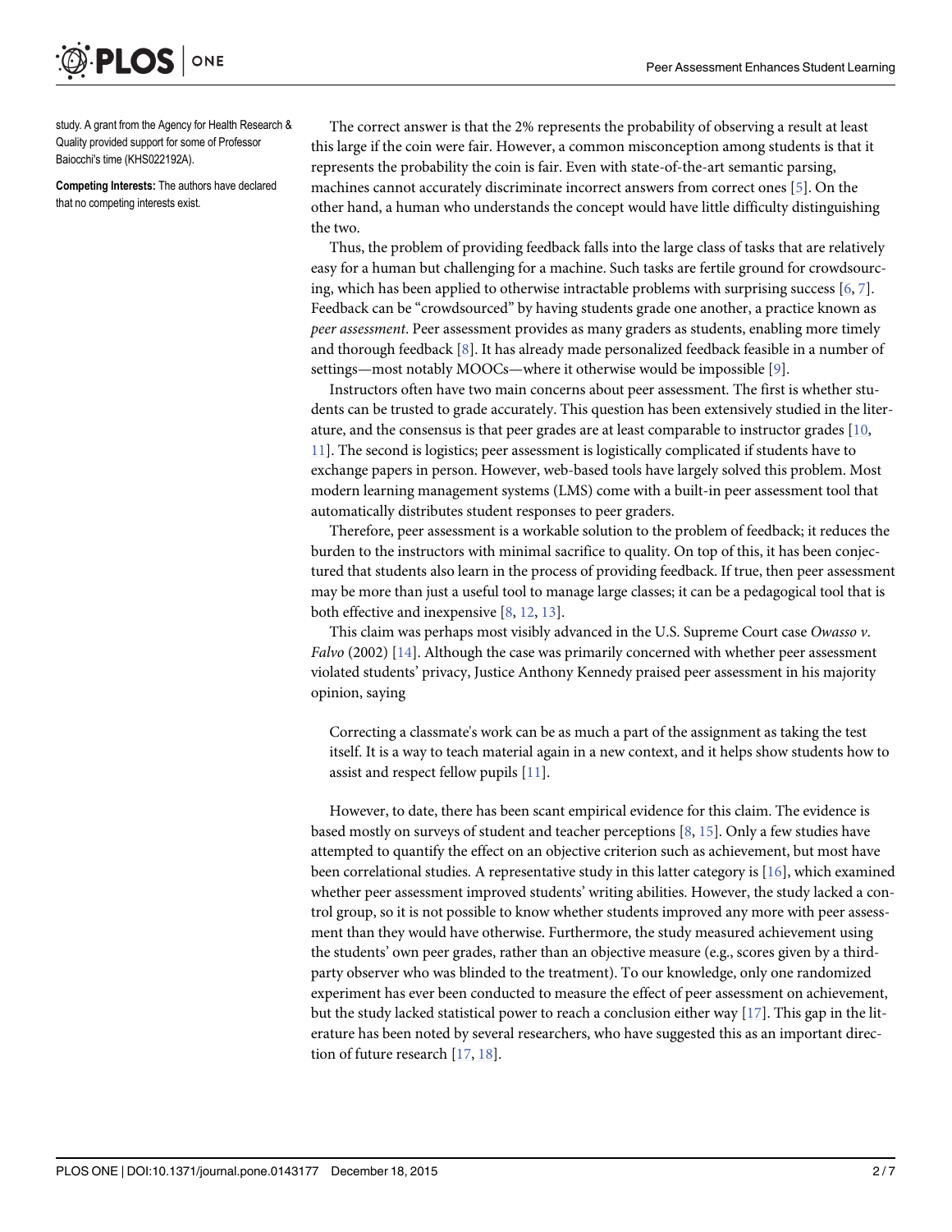study. A grant from the Agency for Health Research & Quality provided support for some of Professor Baiocchi's time (KHS022192A).

**Competing Interests:** The authors have declared that no competing interests exist.

The correct answer is that the 2% represents the probability of observing a result at least this large if the coin were fair. However, a common misconception among students is that it represents the probability the coin is fair. Even with state-of-the-art semantic parsing, machines cannot accurately discriminate incorrect answers from correct ones [5]. On the other hand, a human who understands the concept would have little difficulty distinguishing the two.

Thus, the problem of providing feedback falls into the large class of tasks that are relatively easy for a human but challenging for a machine. Such tasks are fertile ground for crowdsourcing, which has been applied to otherwise intractable problems with surprising success [6, 7]. Feedback can be "crowdsourced" by having students grade one another, a practice known as *peer assessment*. Peer assessment provides as many graders as students, enabling more timely and thorough feedback [8]. It has already made personalized feedback feasible in a number of settings—most notably MOOCs—where it otherwise would be impossible [9].

Instructors often have two main concerns about peer assessment. The first is whether students can be trusted to grade accurately. This question has been extensively studied in the literature, and the consensus is that peer grades are at least comparable to instructor grades [10, 11]. The second is logistics; peer assessment is logistically complicated if students have to exchange papers in person. However, web-based tools have largely solved this problem. Most modern learning management systems (LMS) come with a built-in peer assessment tool that automatically distributes student responses to peer graders.

Therefore, peer assessment is a workable solution to the problem of feedback; it reduces the burden to the instructors with minimal sacrifice to quality. On top of this, it has been conjectured that students also learn in the process of providing feedback. If true, then peer assessment may be more than just a useful tool to manage large classes; it can be a pedagogical tool that is both effective and inexpensive [8, 12, 13].

This claim was perhaps most visibly advanced in the U.S. Supreme Court case *Owasso v. Falvo* (2002) [14]. Although the case was primarily concerned with whether peer assessment violated students' privacy, Justice Anthony Kennedy praised peer assessment in his majority opinion, saying

> Correcting a classmate's work can be as much a part of the assignment as taking the test itself. It is a way to teach material again in a new context, and it helps show students how to assist and respect fellow pupils [11].

However, to date, there has been scant empirical evidence for this claim. The evidence is based mostly on surveys of student and teacher perceptions [8, 15]. Only a few studies have attempted to quantify the effect on an objective criterion such as achievement, but most have been correlational studies. A representative study in this latter category is [16], which examined whether peer assessment improved students' writing abilities. However, the study lacked a control group, so it is not possible to know whether students improved any more with peer assessment than they would have otherwise. Furthermore, the study measured achievement using the students' own peer grades, rather than an objective measure (e.g., scores given by a third-party observer who was blinded to the treatment). To our knowledge, only one randomized experiment has ever been conducted to measure the effect of peer assessment on achievement, but the study lacked statistical power to reach a conclusion either way [17]. This gap in the literature has been noted by several researchers, who have suggested this as an important direction of future research [17, 18].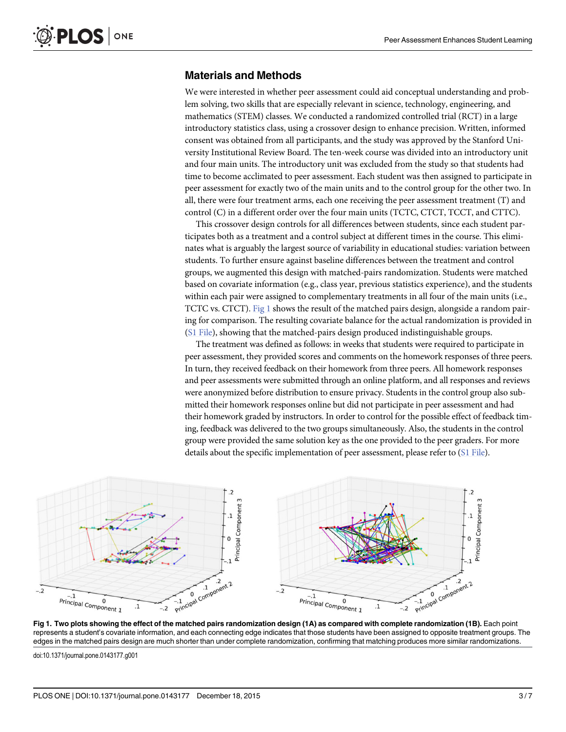## Materials and Methods

We were interested in whether peer assessment could aid conceptual understanding and problem solving, two skills that are especially relevant in science, technology, engineering, and mathematics (STEM) classes. We conducted a randomized controlled trial (RCT) in a large introductory statistics class, using a crossover design to enhance precision. Written, informed consent was obtained from all participants, and the study was approved by the Stanford University Institutional Review Board. The ten-week course was divided into an introductory unit and four main units. The introductory unit was excluded from the study so that students had time to become acclimated to peer assessment. Each student was then assigned to participate in peer assessment for exactly two of the main units and to the control group for the other two. In all, there were four treatment arms, each one receiving the peer assessment treatment (T) and control (C) in a different order over the four main units (TCTC, CTCT, TCCT, and CTTC).

This crossover design controls for all differences between students, since each student participates both as a treatment and a control subject at different times in the course. This eliminates what is arguably the largest source of variability in educational studies: variation between students. To further ensure against baseline differences between the treatment and control groups, we augmented this design with matched-pairs randomization. Students were matched based on covariate information (e.g., class year, previous statistics experience), and the students within each pair were assigned to complementary treatments in all four of the main units (i.e., TCTC vs. CTCT). Fig 1 shows the result of the matched pairs design, alongside a random pairing for comparison. The resulting covariate balance for the actual randomization is provided in (S1 File), showing that the matched-pairs design produced indistinguishable groups.

The treatment was defined as follows: in weeks that students were required to participate in peer assessment, they provided scores and comments on the homework responses of three peers. In turn, they received feedback on their homework from three peers. All homework responses and peer assessments were submitted through an online platform, and all responses and reviews were anonymized before distribution to ensure privacy. Students in the control group also submitted their homework responses online but did not participate in peer assessment and had their homework graded by instructors. In order to control for the possible effect of feedback timing, feedback was delivered to the two groups simultaneously. Also, the students in the control group were provided the same solution key as the one provided to the peer graders. For more details about the specific implementation of peer assessment, please refer to (S1 File).

Principal Component 1
Principal Component 2
Principal Component 3
−.2 −.1 0 .1
−.2 −.1 0 .1 .2
−.1 0 .1 .2

Principal Component 1
Principal Component 2
Principal Component 3
−.2 −.1 0 .1
−.2 −.1 0 .1 .2
−.1 0 .1 .2

**Fig 1. Two plots showing the effect of the matched pairs randomization design (1A) as compared with complete randomization (1B).** Each point represents a student's covariate information, and each connecting edge indicates that those students have been assigned to opposite treatment groups. The edges in the matched pairs design are much shorter than under complete randomization, confirming that matching produces more similar randomizations.

doi:10.1371/journal.pone.0143177.g001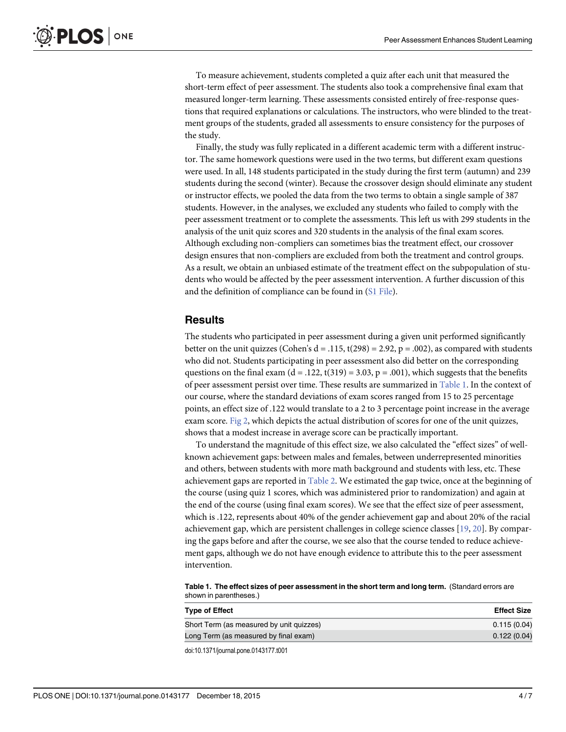To measure achievement, students completed a quiz after each unit that measured the short-term effect of peer assessment. The students also took a comprehensive final exam that measured longer-term learning. These assessments consisted entirely of free-response questions that required explanations or calculations. The instructors, who were blinded to the treatment groups of the students, graded all assessments to ensure consistency for the purposes of the study.

Finally, the study was fully replicated in a different academic term with a different instructor. The same homework questions were used in the two terms, but different exam questions were used. In all, 148 students participated in the study during the first term (autumn) and 239 students during the second (winter). Because the crossover design should eliminate any student or instructor effects, we pooled the data from the two terms to obtain a single sample of 387 students. However, in the analyses, we excluded any students who failed to comply with the peer assessment treatment or to complete the assessments. This left us with 299 students in the analysis of the unit quiz scores and 320 students in the analysis of the final exam scores. Although excluding non-compliers can sometimes bias the treatment effect, our crossover design ensures that non-compliers are excluded from both the treatment and control groups. As a result, we obtain an unbiased estimate of the treatment effect on the subpopulation of students who would be affected by the peer assessment intervention. A further discussion of this and the definition of compliance can be found in (S1 File).

## Results

The students who participated in peer assessment during a given unit performed significantly better on the unit quizzes (Cohen's $d = .115$, $t(298) = 2.92$, $p = .002$), as compared with students who did not. Students participating in peer assessment also did better on the corresponding questions on the final exam ($d = .122$, $t(319) = 3.03$, $p = .001$), which suggests that the benefits of peer assessment persist over time. These results are summarized in Table 1. In the context of our course, where the standard deviations of exam scores ranged from 15 to 25 percentage points, an effect size of .122 would translate to a 2 to 3 percentage point increase in the average exam score. Fig 2, which depicts the actual distribution of scores for one of the unit quizzes, shows that a modest increase in average score can be practically important.

To understand the magnitude of this effect size, we also calculated the "effect sizes" of well-known achievement gaps: between males and females, between underrepresented minorities and others, between students with more math background and students with less, etc. These achievement gaps are reported in Table 2. We estimated the gap twice, once at the beginning of the course (using quiz 1 scores, which was administered prior to randomization) and again at the end of the course (using final exam scores). We see that the effect size of peer assessment, which is .122, represents about 40% of the gender achievement gap and about 20% of the racial achievement gap, which are persistent challenges in college science classes [19, 20]. By comparing the gaps before and after the course, we see also that the course tended to reduce achievement gaps, although we do not have enough evidence to attribute this to the peer assessment intervention.

**Table 1. The effect sizes of peer assessment in the short term and long term.** (Standard errors are shown in parentheses.)

| Type of Effect | Effect Size |
|---|---|
| Short Term (as measured by unit quizzes) | 0.115 (0.04) |
| Long Term (as measured by final exam) | 0.122 (0.04) |

doi:10.1371/journal.pone.0143177.t001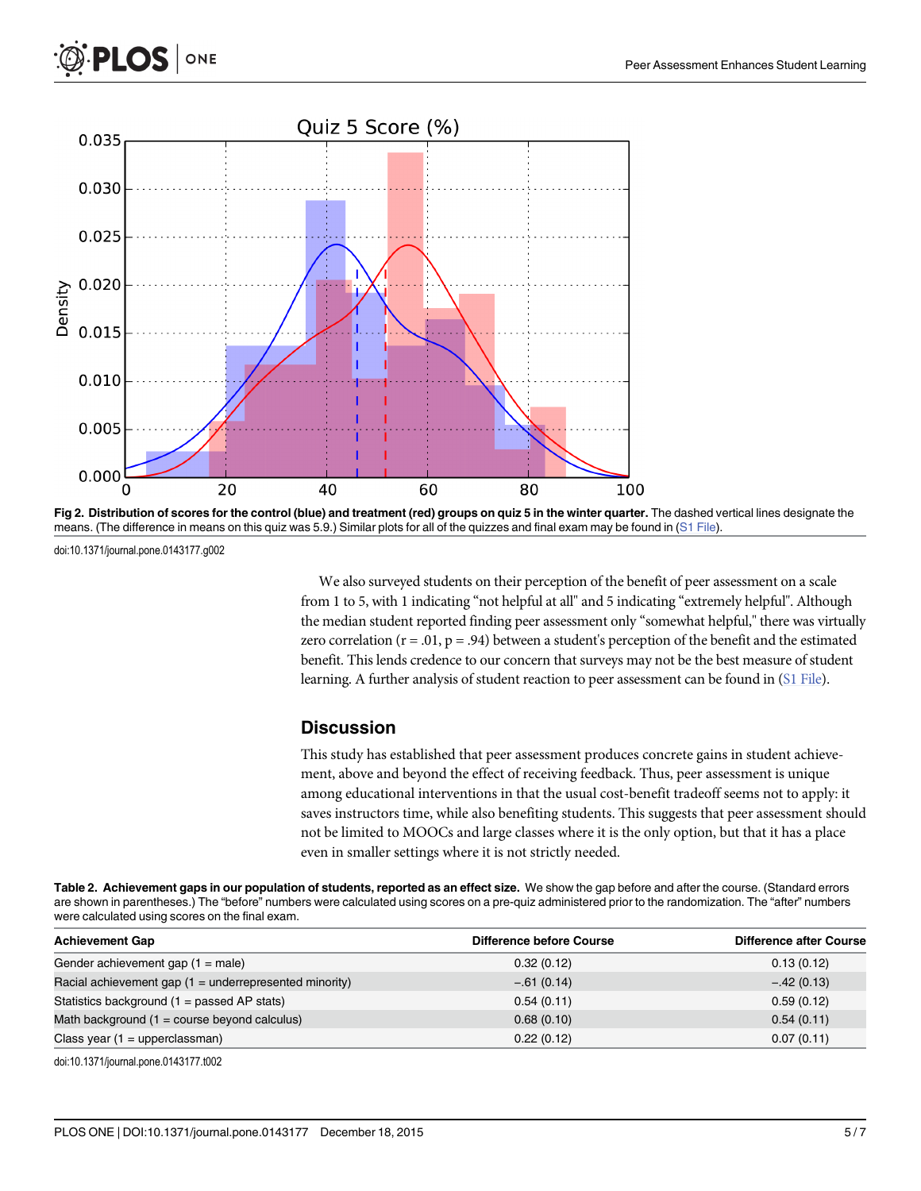**Fig 2. Distribution of scores for the control (blue) and treatment (red) groups on quiz 5 in the winter quarter.** The dashed vertical lines designate the means. (The difference in means on this quiz was 5.9.) Similar plots for all of the quizzes and final exam may be found in (S1 File).

doi:10.1371/journal.pone.0143177.g002

We also surveyed students on their perception of the benefit of peer assessment on a scale from 1 to 5, with 1 indicating "not helpful at all" and 5 indicating "extremely helpful". Although the median student reported finding peer assessment only "somewhat helpful," there was virtually zero correlation ($r = .01$, $p = .94$) between a student's perception of the benefit and the estimated benefit. This lends credence to our concern that surveys may not be the best measure of student learning. A further analysis of student reaction to peer assessment can be found in (S1 File).

## Discussion

This study has established that peer assessment produces concrete gains in student achievement, above and beyond the effect of receiving feedback. Thus, peer assessment is unique among educational interventions in that the usual cost-benefit tradeoff seems not to apply: it saves instructors time, while also benefiting students. This suggests that peer assessment should not be limited to MOOCs and large classes where it is the only option, but that it has a place even in smaller settings where it is not strictly needed.

**Table 2. Achievement gaps in our population of students, reported as an effect size.** We show the gap before and after the course. (Standard errors are shown in parentheses.) The "before" numbers were calculated using scores on a pre-quiz administered prior to the randomization. The "after" numbers were calculated using scores on the final exam.

| Achievement Gap | Difference before Course | Difference after Course |
|---|---|---|
| Gender achievement gap (1 = male) | 0.32 (0.12) | 0.13 (0.12) |
| Racial achievement gap (1 = underrepresented minority) | −.61 (0.14) | −.42 (0.13) |
| Statistics background (1 = passed AP stats) | 0.54 (0.11) | 0.59 (0.12) |
| Math background (1 = course beyond calculus) | 0.68 (0.10) | 0.54 (0.11) |
| Class year (1 = upperclassman) | 0.22 (0.12) | 0.07 (0.11) |

doi:10.1371/journal.pone.0143177.t002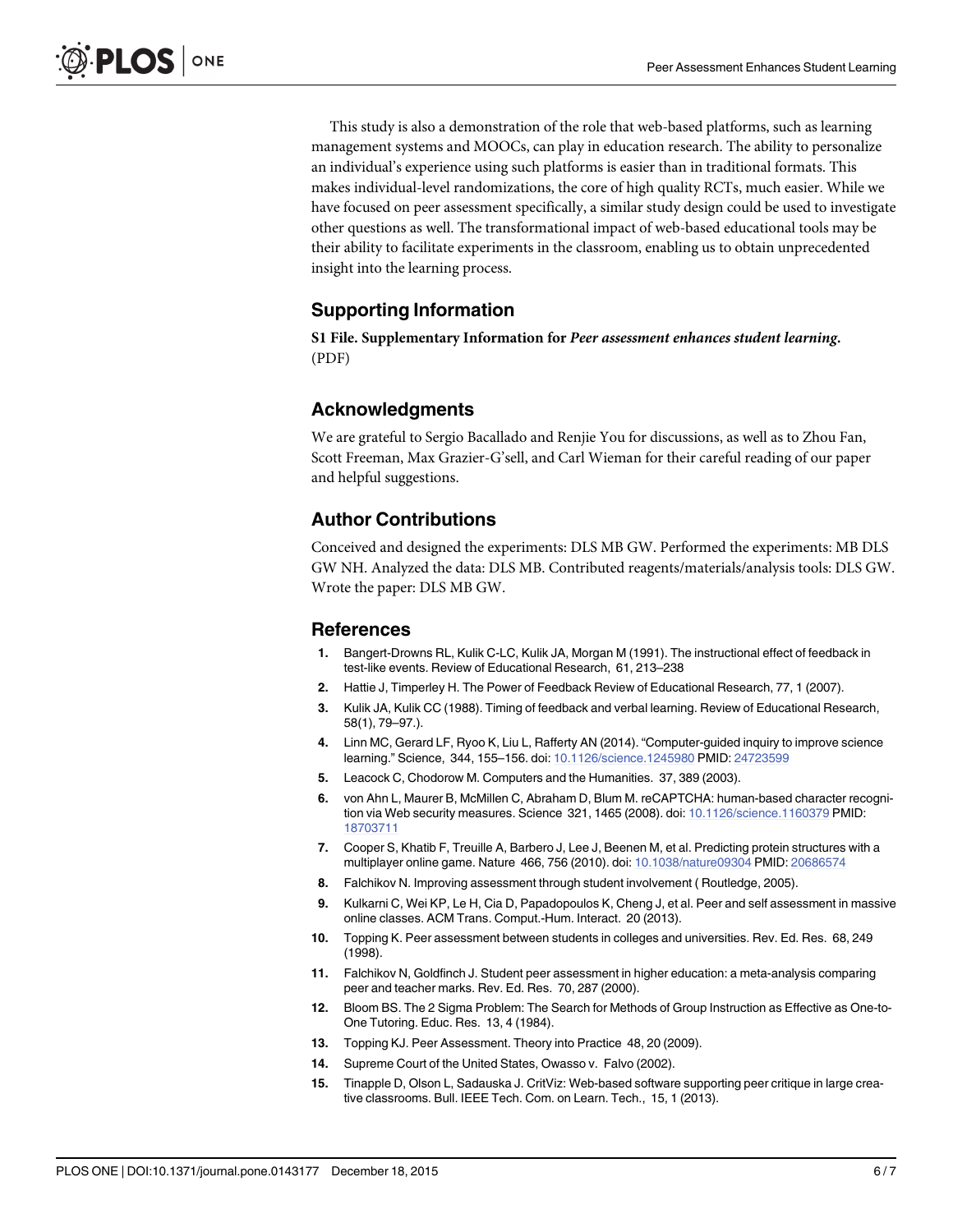This study is also a demonstration of the role that web-based platforms, such as learning management systems and MOOCs, can play in education research. The ability to personalize an individual's experience using such platforms is easier than in traditional formats. This makes individual-level randomizations, the core of high quality RCTs, much easier. While we have focused on peer assessment specifically, a similar study design could be used to investigate other questions as well. The transformational impact of web-based educational tools may be their ability to facilitate experiments in the classroom, enabling us to obtain unprecedented insight into the learning process.

## Supporting Information

**S1 File. Supplementary Information for *Peer assessment enhances student learning*.** (PDF)

## Acknowledgments

We are grateful to Sergio Bacallado and Renjie You for discussions, as well as to Zhou Fan, Scott Freeman, Max Grazier-G'sell, and Carl Wieman for their careful reading of our paper and helpful suggestions.

## Author Contributions

Conceived and designed the experiments: DLS MB GW. Performed the experiments: MB DLS GW NH. Analyzed the data: DLS MB. Contributed reagents/materials/analysis tools: DLS GW. Wrote the paper: DLS MB GW.

## References

1. Bangert-Drowns RL, Kulik C-LC, Kulik JA, Morgan M (1991). The instructional effect of feedback in test-like events. Review of Educational Research, 61, 213–238
2. Hattie J, Timperley H. The Power of Feedback Review of Educational Research, 77, 1 (2007).
3. Kulik JA, Kulik CC (1988). Timing of feedback and verbal learning. Review of Educational Research, 58(1), 79–97.).
4. Linn MC, Gerard LF, Ryoo K, Liu L, Rafferty AN (2014). "Computer-guided inquiry to improve science learning." Science, 344, 155–156. doi: 10.1126/science.1245980 PMID: 24723599
5. Leacock C, Chodorow M. Computers and the Humanities. 37, 389 (2003).
6. von Ahn L, Maurer B, McMillen C, Abraham D, Blum M. reCAPTCHA: human-based character recognition via Web security measures. Science 321, 1465 (2008). doi: 10.1126/science.1160379 PMID: 18703711
7. Cooper S, Khatib F, Treuille A, Barbero J, Lee J, Beenen M, et al. Predicting protein structures with a multiplayer online game. Nature 466, 756 (2010). doi: 10.1038/nature09304 PMID: 20686574
8. Falchikov N. Improving assessment through student involvement ( Routledge, 2005).
9. Kulkarni C, Wei KP, Le H, Cia D, Papadopoulos K, Cheng J, et al. Peer and self assessment in massive online classes. ACM Trans. Comput.-Hum. Interact. 20 (2013).
10. Topping K. Peer assessment between students in colleges and universities. Rev. Ed. Res. 68, 249 (1998).
11. Falchikov N, Goldfinch J. Student peer assessment in higher education: a meta-analysis comparing peer and teacher marks. Rev. Ed. Res. 70, 287 (2000).
12. Bloom BS. The 2 Sigma Problem: The Search for Methods of Group Instruction as Effective as One-to-One Tutoring. Educ. Res. 13, 4 (1984).
13. Topping KJ. Peer Assessment. Theory into Practice 48, 20 (2009).
14. Supreme Court of the United States, Owasso v. Falvo (2002).
15. Tinapple D, Olson L, Sadauska J. CritViz: Web-based software supporting peer critique in large creative classrooms. Bull. IEEE Tech. Com. on Learn. Tech., 15, 1 (2013).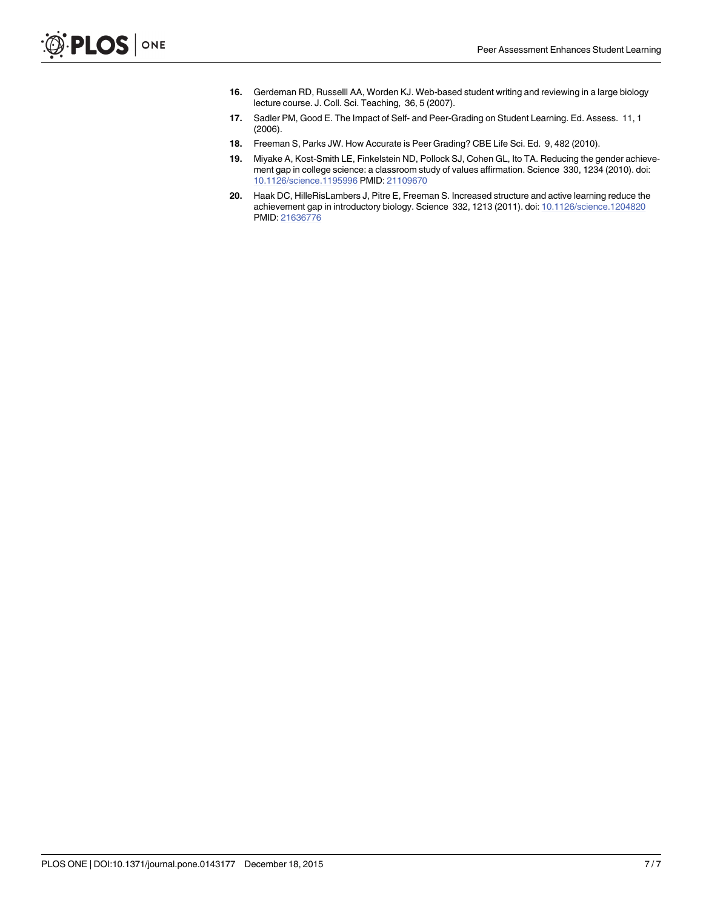16. Gerdeman RD, Russelll AA, Worden KJ. Web-based student writing and reviewing in a large biology lecture course. J. Coll. Sci. Teaching, 36, 5 (2007).
17. Sadler PM, Good E. The Impact of Self- and Peer-Grading on Student Learning. Ed. Assess. 11, 1 (2006).
18. Freeman S, Parks JW. How Accurate is Peer Grading? CBE Life Sci. Ed. 9, 482 (2010).
19. Miyake A, Kost-Smith LE, Finkelstein ND, Pollock SJ, Cohen GL, Ito TA. Reducing the gender achievement gap in college science: a classroom study of values affirmation. Science 330, 1234 (2010). doi: 10.1126/science.1195996 PMID: 21109670
20. Haak DC, HilleRisLambers J, Pitre E, Freeman S. Increased structure and active learning reduce the achievement gap in introductory biology. Science 332, 1213 (2011). doi: 10.1126/science.1204820 PMID: 21636776